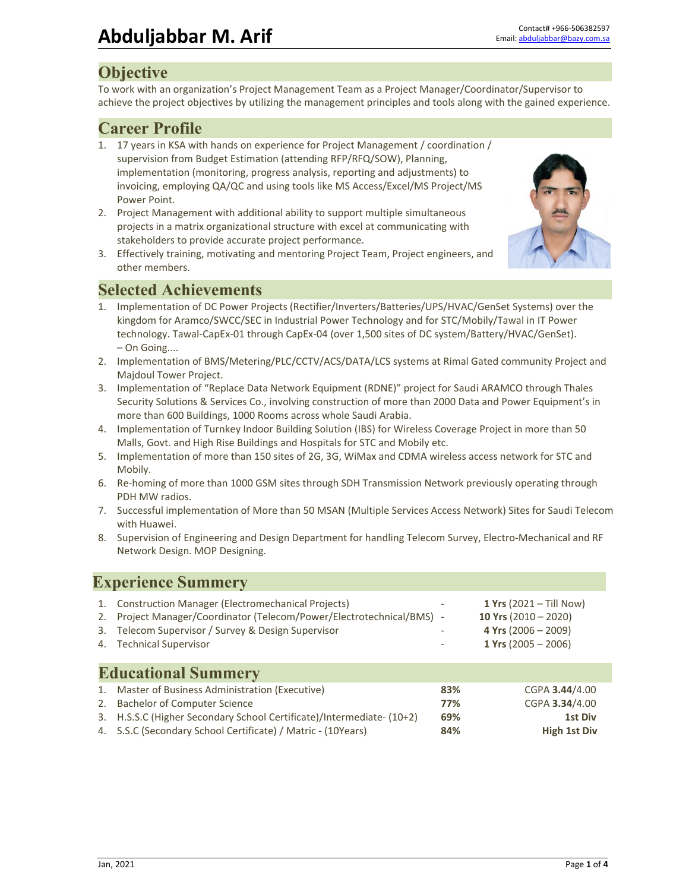# Abduljabbar M. Arif

Contact# +966-506382597
Email: abduljabbar@bazy.com.sa

## Objective

To work with an organization's Project Management Team as a Project Manager/Coordinator/Supervisor to achieve the project objectives by utilizing the management principles and tools along with the gained experience.

## Career Profile

1. 17 years in KSA with hands on experience for Project Management / coordination / supervision from Budget Estimation (attending RFP/RFQ/SOW), Planning, implementation (monitoring, progress analysis, reporting and adjustments) to invoicing, employing QA/QC and using tools like MS Access/Excel/MS Project/MS Power Point.
2. Project Management with additional ability to support multiple simultaneous projects in a matrix organizational structure with excel at communicating with stakeholders to provide accurate project performance.
3. Effectively training, motivating and mentoring Project Team, Project engineers, and other members.

## Selected Achievements

1. Implementation of DC Power Projects (Rectifier/Inverters/Batteries/UPS/HVAC/GenSet Systems) over the kingdom for Aramco/SWCC/SEC in Industrial Power Technology and for STC/Mobily/Tawal in IT Power technology. Tawal-CapEx-01 through CapEx-04 (over 1,500 sites of DC system/Battery/HVAC/GenSet). – On Going....
2. Implementation of BMS/Metering/PLC/CCTV/ACS/DATA/LCS systems at Rimal Gated community Project and Majdoul Tower Project.
3. Implementation of "Replace Data Network Equipment (RDNE)" project for Saudi ARAMCO through Thales Security Solutions & Services Co., involving construction of more than 2000 Data and Power Equipment's in more than 600 Buildings, 1000 Rooms across whole Saudi Arabia.
4. Implementation of Turnkey Indoor Building Solution (IBS) for Wireless Coverage Project in more than 50 Malls, Govt. and High Rise Buildings and Hospitals for STC and Mobily etc.
5. Implementation of more than 150 sites of 2G, 3G, WiMax and CDMA wireless access network for STC and Mobily.
6. Re-homing of more than 1000 GSM sites through SDH Transmission Network previously operating through PDH MW radios.
7. Successful implementation of More than 50 MSAN (Multiple Services Access Network) Sites for Saudi Telecom with Huawei.
8. Supervision of Engineering and Design Department for handling Telecom Survey, Electro-Mechanical and RF Network Design. MOP Designing.

## Experience Summery

| | Position | | Duration |
|---|---|---|---|
| 1. | Construction Manager (Electromechanical Projects) | - | **1 Yrs** (2021 – Till Now) |
| 2. | Project Manager/Coordinator (Telecom/Power/Electrotechnical/BMS) | - | **10 Yrs** (2010 – 2020) |
| 3. | Telecom Supervisor / Survey & Design Supervisor | - | **4 Yrs** (2006 – 2009) |
| 4. | Technical Supervisor | - | **1 Yrs** (2005 – 2006) |

## Educational Summery

| | Degree | % | Grade |
|---|---|---|---|
| 1. | Master of Business Administration (Executive) | **83%** | CGPA **3.44**/4.00 |
| 2. | Bachelor of Computer Science | **77%** | CGPA **3.34**/4.00 |
| 3. | H.S.S.C (Higher Secondary School Certificate)/Intermediate- (10+2) | **69%** | **1st Div** |
| 4. | S.S.C (Secondary School Certificate) / Matric - (10Years) | **84%** | **High 1st Div** |

Jan, 2021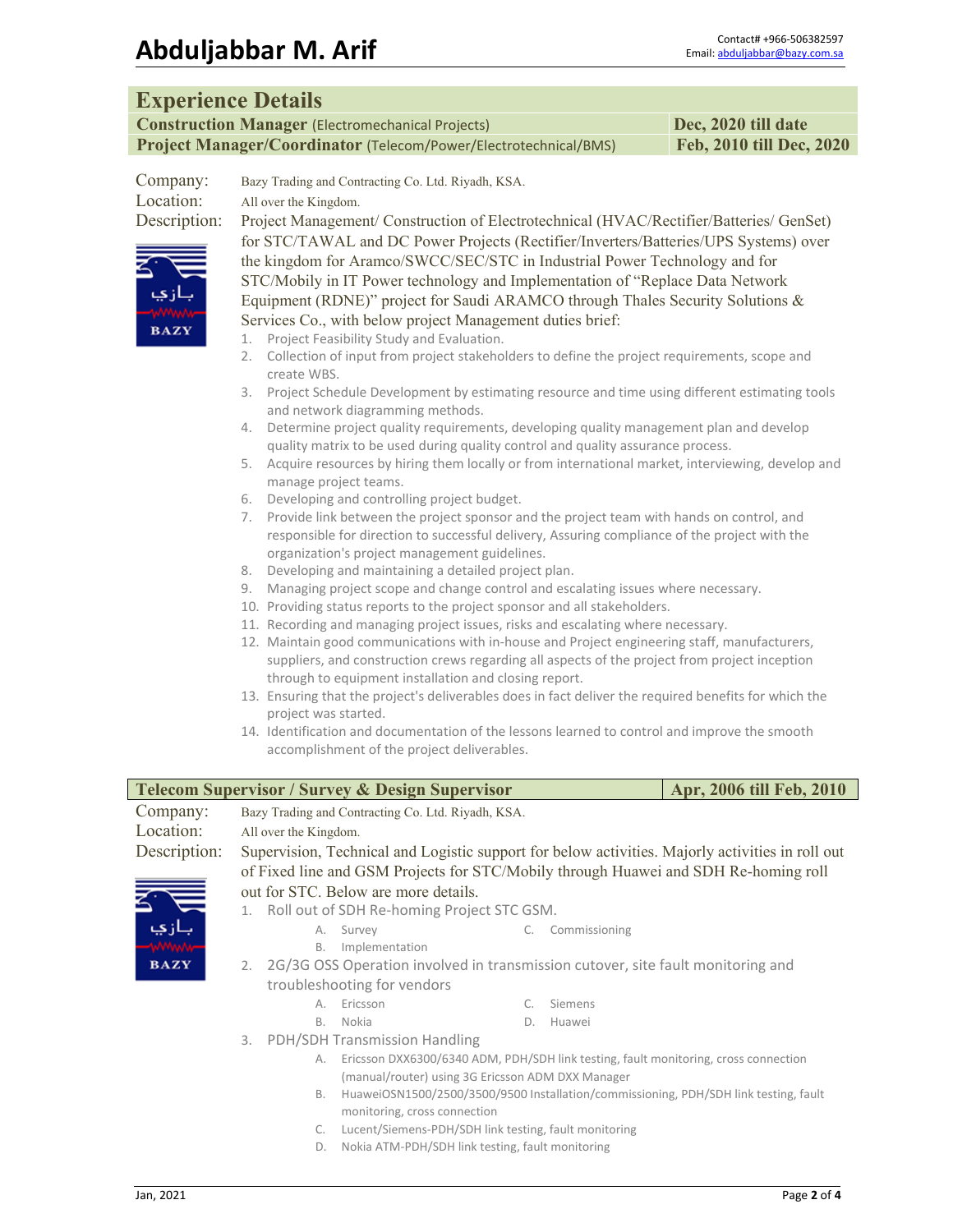# Abduljabbar M. Arif

Contact# +966-506382597
Email: abduljabbar@bazy.com.sa

## Experience Details

| | |
|---|---|
| **Construction Manager** (Electromechanical Projects) | **Dec, 2020 till date** |
| **Project Manager/Coordinator** (Telecom/Power/Electrotechnical/BMS) | **Feb, 2010 till Dec, 2020** |

Company: Bazy Trading and Contracting Co. Ltd. Riyadh, KSA.
Location: All over the Kingdom.
Description: Project Management/ Construction of Electrotechnical (HVAC/Rectifier/Batteries/ GenSet) for STC/TAWAL and DC Power Projects (Rectifier/Inverters/Batteries/UPS Systems) over the kingdom for Aramco/SWCC/SEC/STC in Industrial Power Technology and for STC/Mobily in IT Power technology and Implementation of "Replace Data Network Equipment (RDNE)" project for Saudi ARAMCO through Thales Security Solutions & Services Co., with below project Management duties brief:

1. Project Feasibility Study and Evaluation.
2. Collection of input from project stakeholders to define the project requirements, scope and create WBS.
3. Project Schedule Development by estimating resource and time using different estimating tools and network diagramming methods.
4. Determine project quality requirements, developing quality management plan and develop quality matrix to be used during quality control and quality assurance process.
5. Acquire resources by hiring them locally or from international market, interviewing, develop and manage project teams.
6. Developing and controlling project budget.
7. Provide link between the project sponsor and the project team with hands on control, and responsible for direction to successful delivery, Assuring compliance of the project with the organization's project management guidelines.
8. Developing and maintaining a detailed project plan.
9. Managing project scope and change control and escalating issues where necessary.
10. Providing status reports to the project sponsor and all stakeholders.
11. Recording and managing project issues, risks and escalating where necessary.
12. Maintain good communications with in-house and Project engineering staff, manufacturers, suppliers, and construction crews regarding all aspects of the project from project inception through to equipment installation and closing report.
13. Ensuring that the project's deliverables does in fact deliver the required benefits for which the project was started.
14. Identification and documentation of the lessons learned to control and improve the smooth accomplishment of the project deliverables.

| | |
|---|---|
| **Telecom Supervisor / Survey & Design Supervisor** | **Apr, 2006 till Feb, 2010** |

Company: Bazy Trading and Contracting Co. Ltd. Riyadh, KSA.
Location: All over the Kingdom.
Description: Supervision, Technical and Logistic support for below activities. Majorly activities in roll out of Fixed line and GSM Projects for STC/Mobily through Huawei and SDH Re-homing roll out for STC. Below are more details.

1. Roll out of SDH Re-homing Project STC GSM.
   - A. Survey
   - B. Implementation
   - C. Commissioning
2. 2G/3G OSS Operation involved in transmission cutover, site fault monitoring and troubleshooting for vendors
   - A. Ericsson
   - B. Nokia
   - C. Siemens
   - D. Huawei
3. PDH/SDH Transmission Handling
   - A. Ericsson DXX6300/6340 ADM, PDH/SDH link testing, fault monitoring, cross connection (manual/router) using 3G Ericsson ADM DXX Manager
   - B. HuaweiOSN1500/2500/3500/9500 Installation/commissioning, PDH/SDH link testing, fault monitoring, cross connection
   - C. Lucent/Siemens-PDH/SDH link testing, fault monitoring
   - D. Nokia ATM-PDH/SDH link testing, fault monitoring

Jan, 2021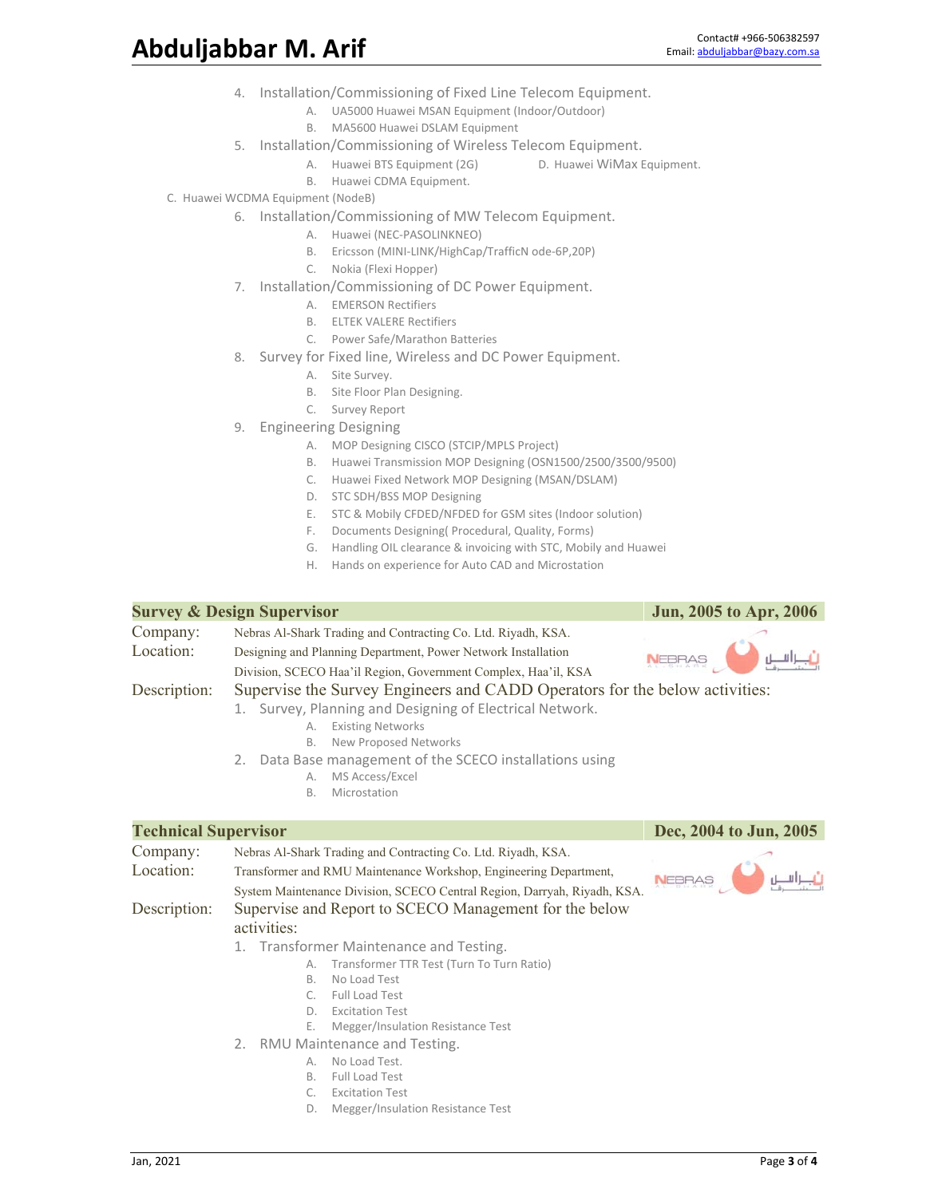4. Installation/Commissioning of Fixed Line Telecom Equipment.
   - A. UA5000 Huawei MSAN Equipment (Indoor/Outdoor)
   - B. MA5600 Huawei DSLAM Equipment
5. Installation/Commissioning of Wireless Telecom Equipment.
   - A. Huawei BTS Equipment (2G)
   - B. Huawei CDMA Equipment.
   - C. Huawei WCDMA Equipment (NodeB)
   - D. Huawei WiMax Equipment.
6. Installation/Commissioning of MW Telecom Equipment.
   - A. Huawei (NEC-PASOLINKNEO)
   - B. Ericsson (MINI-LINK/HighCap/TrafficN ode-6P,20P)
   - C. Nokia (Flexi Hopper)
7. Installation/Commissioning of DC Power Equipment.
   - A. EMERSON Rectifiers
   - B. ELTEK VALERE Rectifiers
   - C. Power Safe/Marathon Batteries
8. Survey for Fixed line, Wireless and DC Power Equipment.
   - A. Site Survey.
   - B. Site Floor Plan Designing.
   - C. Survey Report
9. Engineering Designing
   - A. MOP Designing CISCO (STCIP/MPLS Project)
   - B. Huawei Transmission MOP Designing (OSN1500/2500/3500/9500)
   - C. Huawei Fixed Network MOP Designing (MSAN/DSLAM)
   - D. STC SDH/BSS MOP Designing
   - E. STC & Mobily CFDED/NFDED for GSM sites (Indoor solution)
   - F. Documents Designing( Procedural, Quality, Forms)
   - G. Handling OIL clearance & invoicing with STC, Mobily and Huawei
   - H. Hands on experience for Auto CAD and Microstation

## Survey & Design Supervisor — Jun, 2005 to Apr, 2006

**Company:** Nebras Al-Shark Trading and Contracting Co. Ltd. Riyadh, KSA.

**Location:** Designing and Planning Department, Power Network Installation Division, SCECO Haa'il Region, Government Complex, Haa'il, KSA

**Description:** Supervise the Survey Engineers and CADD Operators for the below activities:

1. Survey, Planning and Designing of Electrical Network.
   - A. Existing Networks
   - B. New Proposed Networks
2. Data Base management of the SCECO installations using
   - A. MS Access/Excel
   - B. Microstation

## Technical Supervisor — Dec, 2004 to Jun, 2005

**Company:** Nebras Al-Shark Trading and Contracting Co. Ltd. Riyadh, KSA.

**Location:** Transformer and RMU Maintenance Workshop, Engineering Department, System Maintenance Division, SCECO Central Region, Darryah, Riyadh, KSA.

**Description:** Supervise and Report to SCECO Management for the below activities:

1. Transformer Maintenance and Testing.
   - A. Transformer TTR Test (Turn To Turn Ratio)
   - B. No Load Test
   - C. Full Load Test
   - D. Excitation Test
   - E. Megger/Insulation Resistance Test
2. RMU Maintenance and Testing.
   - A. No Load Test.
   - B. Full Load Test
   - C. Excitation Test
   - D. Megger/Insulation Resistance Test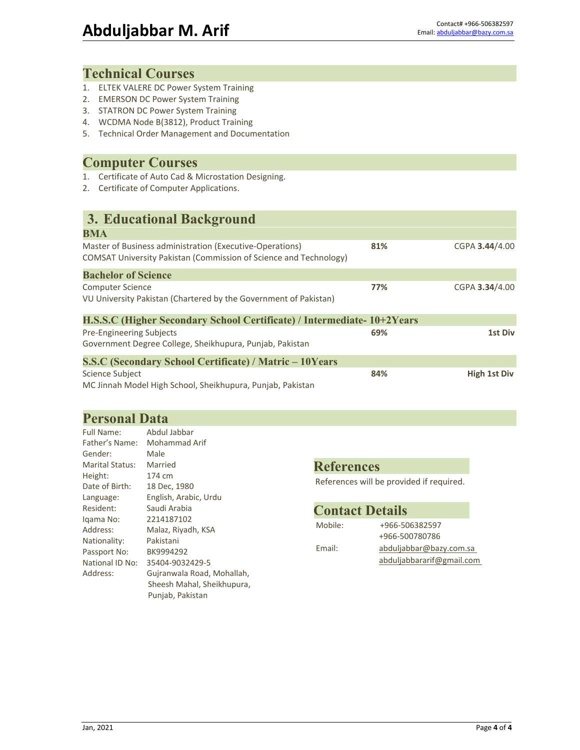# Abduljabbar M. Arif

Contact# +966-506382597
Email: abduljabbar@bazy.com.sa

## Technical Courses

1. ELTEK VALERE DC Power System Training
2. EMERSON DC Power System Training
3. STATRON DC Power System Training
4. WCDMA Node B(3812), Product Training
5. Technical Order Management and Documentation

## Computer Courses

1. Certificate of Auto Cad & Microstation Designing.
2. Certificate of Computer Applications.

## 3. Educational Background

### BMA

Master of Business administration (Executive-Operations) **81%** CGPA **3.44**/4.00
COMSAT University Pakistan (Commission of Science and Technology)

### Bachelor of Science

Computer Science **77%** CGPA **3.34**/4.00
VU University Pakistan (Chartered by the Government of Pakistan)

### H.S.S.C (Higher Secondary School Certificate) / Intermediate- 10+2Years

Pre-Engineering Subjects **69%** **1st Div**
Government Degree College, Sheikhupura, Punjab, Pakistan

### S.S.C (Secondary School Certificate) / Matric – 10Years

Science Subject **84%** **High 1st Div**
MC Jinnah Model High School, Sheikhupura, Punjab, Pakistan

## Personal Data

| | |
|---|---|
| Full Name: | Abdul Jabbar |
| Father's Name: | Mohammad Arif |
| Gender: | Male |
| Marital Status: | Married |
| Height: | 174 cm |
| Date of Birth: | 18 Dec, 1980 |
| Language: | English, Arabic, Urdu |
| Resident: | Saudi Arabia |
| Iqama No: | 2214187102 |
| Address: | Malaz, Riyadh, KSA |
| Nationality: | Pakistani |
| Passport No: | BK9994292 |
| National ID No: | 35404-9032429-5 |
| Address: | Gujranwala Road, Mohallah, Sheesh Mahal, Sheikhupura, Punjab, Pakistan |

## References

References will be provided if required.

## Contact Details

| | |
|---|---|
| Mobile: | +966-506382597<br>+966-500780786 |
| Email: | abduljabbar@bazy.com.sa<br>abduljabbararif@gmail.com |

Jan, 2021